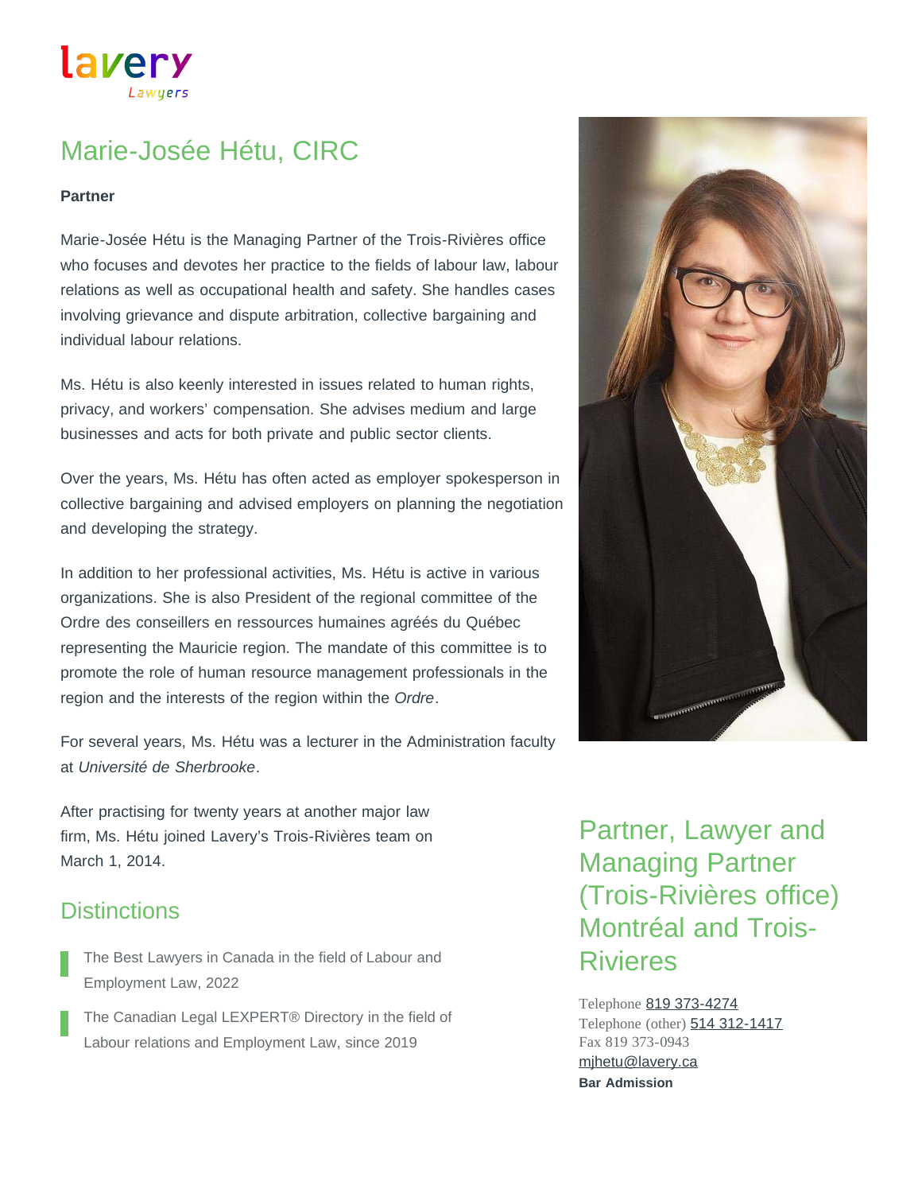# Marie-Josée Hétu, CIRC

**Partner**

Marie-Josée Hétu is the Managing Partner of the Trois-Rivières office who focuses and devotes her practice to the fields of labour law, labour relations as well as occupational health and safety. She handles cases involving grievance and dispute arbitration, collective bargaining and individual labour relations.

Ms. Hétu is also keenly interested in issues related to human rights, privacy, and workers' compensation. She advises medium and large businesses and acts for both private and public sector clients.

Over the years, Ms. Hétu has often acted as employer spokesperson in collective bargaining and advised employers on planning the negotiation and developing the strategy.

In addition to her professional activities, Ms. Hétu is active in various organizations. She is also President of the regional committee of the Ordre des conseillers en ressources humaines agréés du Québec representing the Mauricie region. The mandate of this committee is to promote the role of human resource management professionals in the region and the interests of the region within the *Ordre*.

For several years, Ms. Hétu was a lecturer in the Administration faculty at *Université de Sherbrooke*.

After practising for twenty years at another major law firm, Ms. Hétu joined Lavery's Trois-Rivières team on March 1, 2014.

## Distinctions

- The Best Lawyers in Canada in the field of Labour and Employment Law, 2022
- The Canadian Legal LEXPERT® Directory in the field of Labour relations and Employment Law, since 2019

## Partner, Lawyer and Managing Partner (Trois-Rivières office) Montréal and Trois-Rivieres

Telephone 819 373-4274
Telephone (other) 514 312-1417
Fax 819 373-0943
mjhetu@lavery.ca

**Bar Admission**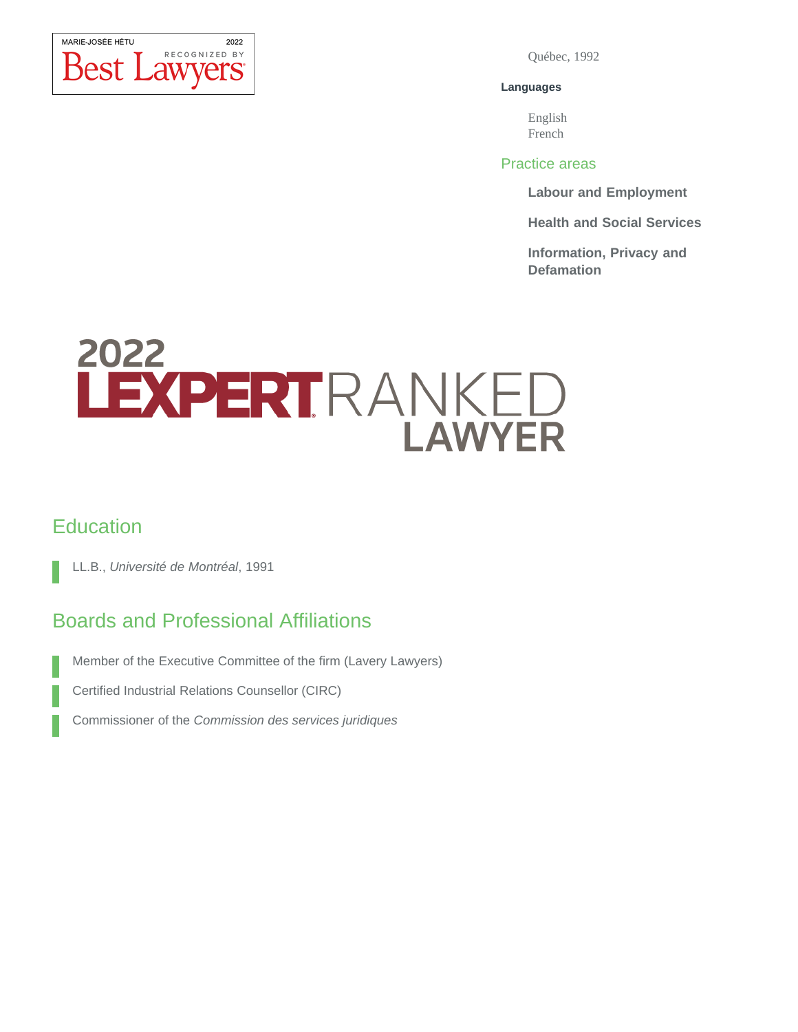MARIE-JOSÉE HÉTU 2022
RECOGNIZED BY
Best Lawyers

Québec, 1992

**Languages**

English
French

## Practice areas

**Labour and Employment**

**Health and Social Services**

**Information, Privacy and Defamation**

2022
LEXPERT RANKED LAWYER

## Education

- LL.B., *Université de Montréal*, 1991

## Boards and Professional Affiliations

- Member of the Executive Committee of the firm (Lavery Lawyers)
- Certified Industrial Relations Counsellor (CIRC)
- Commissioner of the *Commission des services juridiques*